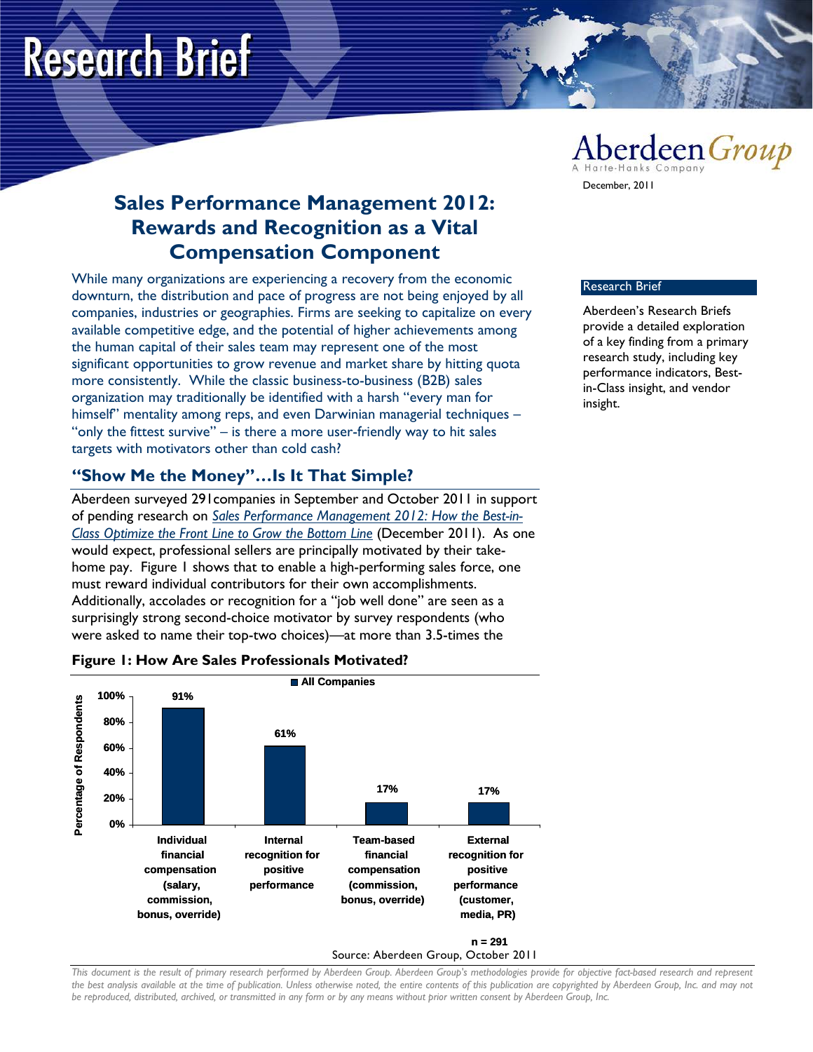Research Brief

Aberdeen Group
A Harte-Hanks Company

December, 2011

# Sales Performance Management 2012: Rewards and Recognition as a Vital Compensation Component

While many organizations are experiencing a recovery from the economic downturn, the distribution and pace of progress are not being enjoyed by all companies, industries or geographies. Firms are seeking to capitalize on every available competitive edge, and the potential of higher achievements among the human capital of their sales team may represent one of the most significant opportunities to grow revenue and market share by hitting quota more consistently. While the classic business-to-business (B2B) sales organization may traditionally be identified with a harsh "every man for himself" mentality among reps, and even Darwinian managerial techniques – "only the fittest survive" – is there a more user-friendly way to hit sales targets with motivators other than cold cash?

**Research Brief**

Aberdeen's Research Briefs provide a detailed exploration of a key finding from a primary research study, including key performance indicators, Best-in-Class insight, and vendor insight.

## "Show Me the Money"…Is It That Simple?

Aberdeen surveyed 291companies in September and October 2011 in support of pending research on *Sales Performance Management 2012: How the Best-in-Class Optimize the Front Line to Grow the Bottom Line* (December 2011). As one would expect, professional sellers are principally motivated by their take-home pay. Figure 1 shows that to enable a high-performing sales force, one must reward individual contributors for their own accomplishments. Additionally, accolades or recognition for a "job well done" are seen as a surprisingly strong second-choice motivator by survey respondents (who were asked to name their top-two choices)—at more than 3.5-times the

**Figure 1: How Are Sales Professionals Motivated?**

| Motivator | All Companies (Percentage of Respondents) |
|---|---|
| Individual financial compensation (salary, commission, bonus, override) | 91% |
| Internal recognition for positive performance | 61% |
| Team-based financial compensation (commission, bonus, override) | 17% |
| External recognition for positive performance (customer, media, PR) | 17% |

n = 291

Source: Aberdeen Group, October 2011

*This document is the result of primary research performed by Aberdeen Group. Aberdeen Group's methodologies provide for objective fact-based research and represent the best analysis available at the time of publication. Unless otherwise noted, the entire contents of this publication are copyrighted by Aberdeen Group, Inc. and may not be reproduced, distributed, archived, or transmitted in any form or by any means without prior written consent by Aberdeen Group, Inc.*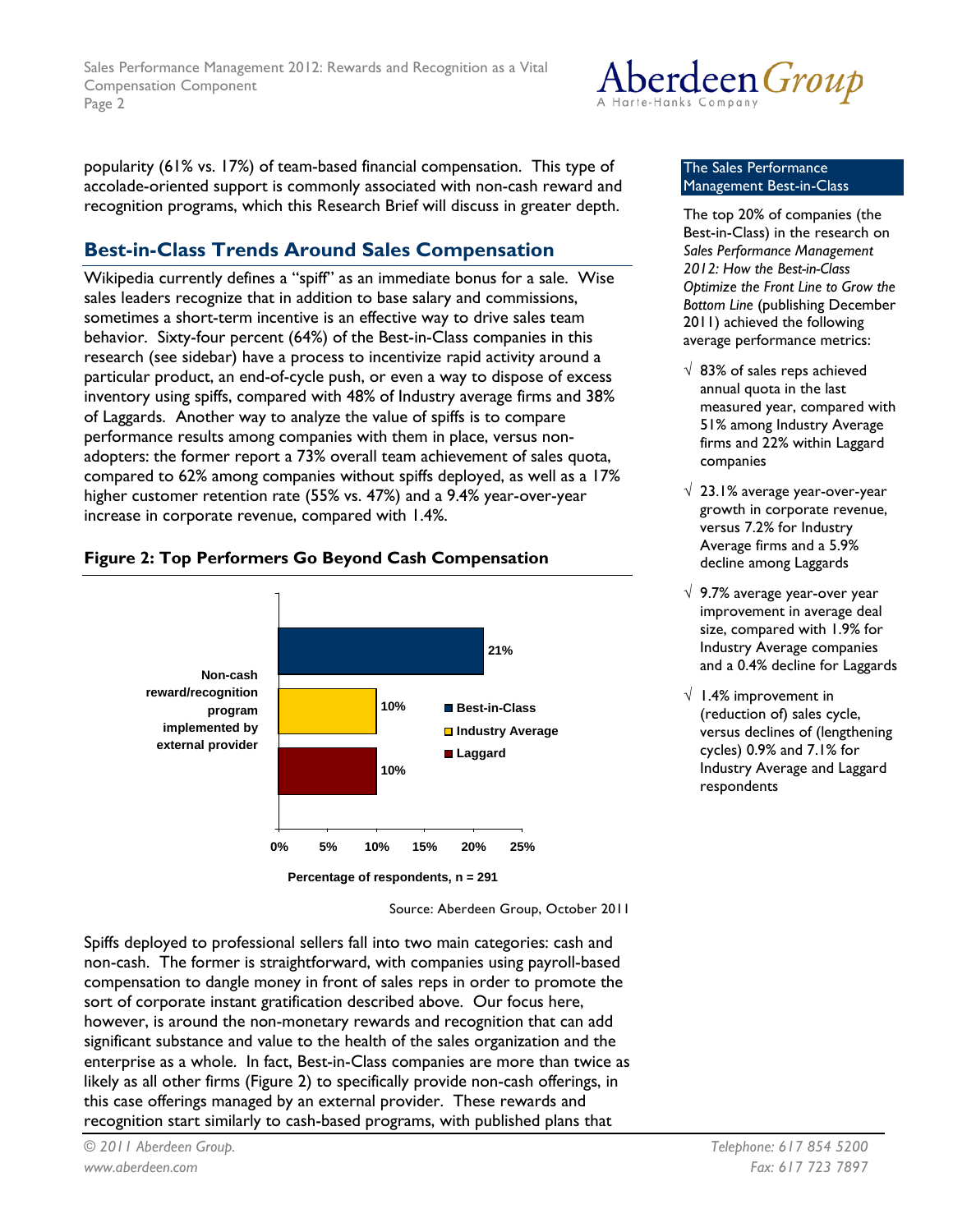popularity (61% vs. 17%) of team-based financial compensation. This type of accolade-oriented support is commonly associated with non-cash reward and recognition programs, which this Research Brief will discuss in greater depth.

## Best-in-Class Trends Around Sales Compensation

Wikipedia currently defines a "spiff" as an immediate bonus for a sale. Wise sales leaders recognize that in addition to base salary and commissions, sometimes a short-term incentive is an effective way to drive sales team behavior. Sixty-four percent (64%) of the Best-in-Class companies in this research (see sidebar) have a process to incentivize rapid activity around a particular product, an end-of-cycle push, or even a way to dispose of excess inventory using spiffs, compared with 48% of Industry average firms and 38% of Laggards. Another way to analyze the value of spiffs is to compare performance results among companies with them in place, versus non-adopters: the former report a 73% overall team achievement of sales quota, compared to 62% among companies without spiffs deployed, as well as a 17% higher customer retention rate (55% vs. 47%) and a 9.4% year-over-year increase in corporate revenue, compared with 1.4%.

### Figure 2: Top Performers Go Beyond Cash Compensation

| Non-cash reward/recognition program implemented by external provider | Percentage of respondents |
|---|---|
| Best-in-Class | 21% |
| Industry Average | 10% |
| Laggard | 10% |

Percentage of respondents, n = 291

Source: Aberdeen Group, October 2011

Spiffs deployed to professional sellers fall into two main categories: cash and non-cash. The former is straightforward, with companies using payroll-based compensation to dangle money in front of sales reps in order to promote the sort of corporate instant gratification described above. Our focus here, however, is around the non-monetary rewards and recognition that can add significant substance and value to the health of the sales organization and the enterprise as a whole. In fact, Best-in-Class companies are more than twice as likely as all other firms (Figure 2) to specifically provide non-cash offerings, in this case offerings managed by an external provider. These rewards and recognition start similarly to cash-based programs, with published plans that

---

**The Sales Performance Management Best-in-Class**

The top 20% of companies (the Best-in-Class) in the research on *Sales Performance Management 2012: How the Best-in-Class Optimize the Front Line to Grow the Bottom Line* (publishing December 2011) achieved the following average performance metrics:

- √ 83% of sales reps achieved annual quota in the last measured year, compared with 51% among Industry Average firms and 22% within Laggard companies
- √ 23.1% average year-over-year growth in corporate revenue, versus 7.2% for Industry Average firms and a 5.9% decline among Laggards
- √ 9.7% average year-over year improvement in average deal size, compared with 1.9% for Industry Average companies and a 0.4% decline for Laggards
- √ 1.4% improvement in (reduction of) sales cycle, versus declines of (lengthening cycles) 0.9% and 7.1% for Industry Average and Laggard respondents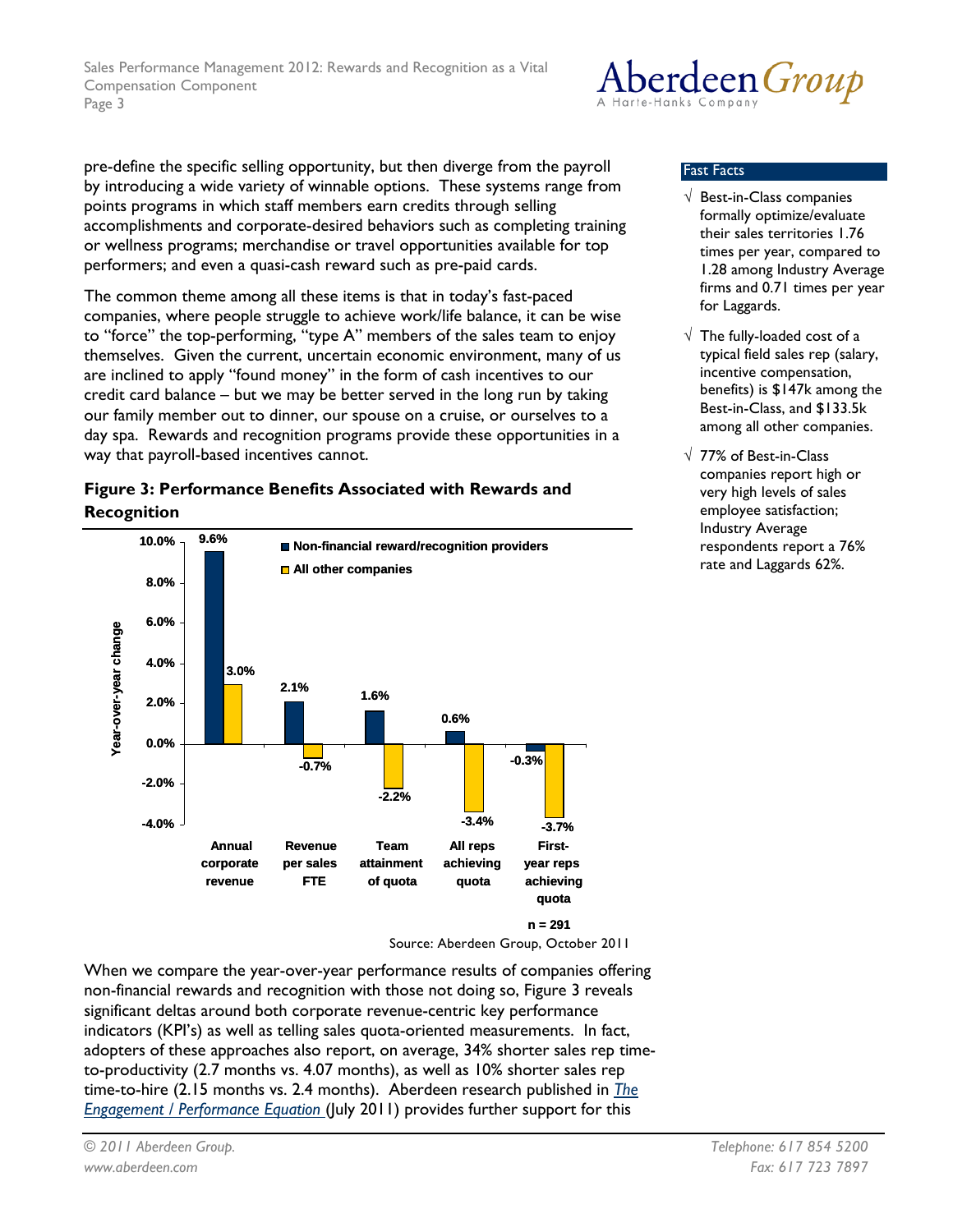pre-define the specific selling opportunity, but then diverge from the payroll by introducing a wide variety of winnable options. These systems range from points programs in which staff members earn credits through selling accomplishments and corporate-desired behaviors such as completing training or wellness programs; merchandise or travel opportunities available for top performers; and even a quasi-cash reward such as pre-paid cards.

The common theme among all these items is that in today's fast-paced companies, where people struggle to achieve work/life balance, it can be wise to "force" the top-performing, "type A" members of the sales team to enjoy themselves. Given the current, uncertain economic environment, many of us are inclined to apply "found money" in the form of cash incentives to our credit card balance – but we may be better served in the long run by taking our family member out to dinner, our spouse on a cruise, or ourselves to a day spa. Rewards and recognition programs provide these opportunities in a way that payroll-based incentives cannot.

### Fast Facts

- √ Best-in-Class companies formally optimize/evaluate their sales territories 1.76 times per year, compared to 1.28 among Industry Average firms and 0.71 times per year for Laggards.
- √ The fully-loaded cost of a typical field sales rep (salary, incentive compensation, benefits) is $147k among the Best-in-Class, and $133.5k among all other companies.
- √ 77% of Best-in-Class companies report high or very high levels of sales employee satisfaction; Industry Average respondents report a 76% rate and Laggards 62%.

**Figure 3: Performance Benefits Associated with Rewards and Recognition**

| Year-over-year change | Non-financial reward/recognition providers | All other companies |
|---|---|---|
| Annual corporate revenue | 9.6% | 3.0% |
| Revenue per sales FTE | 2.1% | -0.7% |
| Team attainment of quota | 1.6% | -2.2% |
| All reps achieving quota | 0.6% | -3.4% |
| First-year reps achieving quota | -0.3% | -3.7% |

n = 291

Source: Aberdeen Group, October 2011

When we compare the year-over-year performance results of companies offering non-financial rewards and recognition with those not doing so, Figure 3 reveals significant deltas around both corporate revenue-centric key performance indicators (KPI's) as well as telling sales quota-oriented measurements. In fact, adopters of these approaches also report, on average, 34% shorter sales rep time-to-productivity (2.7 months vs. 4.07 months), as well as 10% shorter sales rep time-to-hire (2.15 months vs. 2.4 months). Aberdeen research published in *The Engagement / Performance Equation* (July 2011) provides further support for this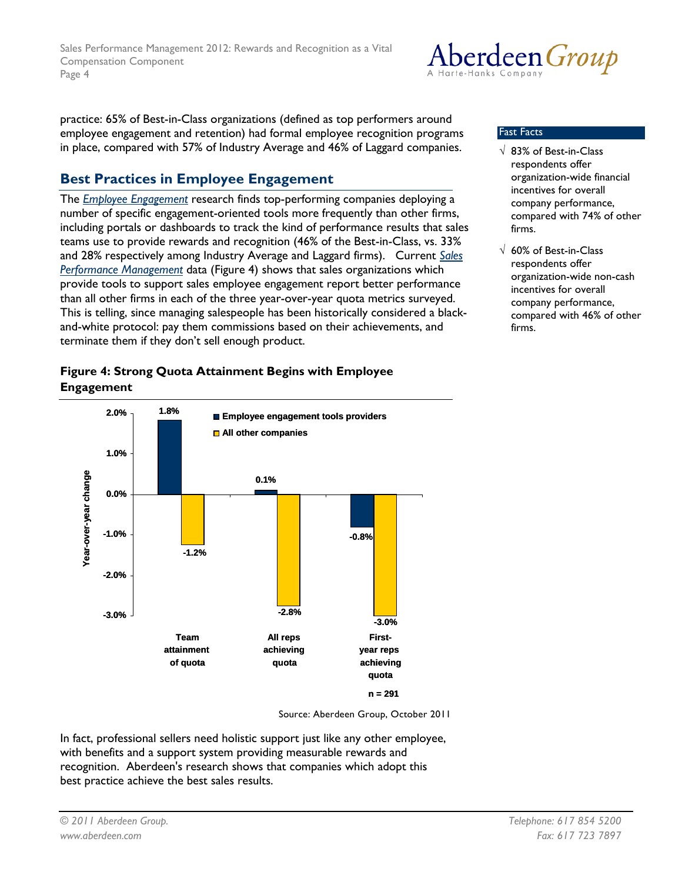practice: 65% of Best-in-Class organizations (defined as top performers around employee engagement and retention) had formal employee recognition programs in place, compared with 57% of Industry Average and 46% of Laggard companies.

## Best Practices in Employee Engagement

The *Employee Engagement* research finds top-performing companies deploying a number of specific engagement-oriented tools more frequently than other firms, including portals or dashboards to track the kind of performance results that sales teams use to provide rewards and recognition (46% of the Best-in-Class, vs. 33% and 28% respectively among Industry Average and Laggard firms). Current *Sales Performance Management* data (Figure 4) shows that sales organizations which provide tools to support sales employee engagement report better performance than all other firms in each of the three year-over-year quota metrics surveyed. This is telling, since managing salespeople has been historically considered a black-and-white protocol: pay them commissions based on their achievements, and terminate them if they don't sell enough product.

**Fast Facts**

- √ 83% of Best-in-Class respondents offer organization-wide financial incentives for overall company performance, compared with 74% of other firms.
- √ 60% of Best-in-Class respondents offer organization-wide non-cash incentives for overall company performance, compared with 46% of other firms.

**Figure 4: Strong Quota Attainment Begins with Employee Engagement**

| Year-over-year change | Employee engagement tools providers | All other companies |
|---|---|---|
| Team attainment of quota | 1.8% | -1.2% |
| All reps achieving quota | 0.1% | -2.8% |
| First-year reps achieving quota | -0.8% | -3.0% |

n = 291

Source: Aberdeen Group, October 2011

In fact, professional sellers need holistic support just like any other employee, with benefits and a support system providing measurable rewards and recognition. Aberdeen's research shows that companies which adopt this best practice achieve the best sales results.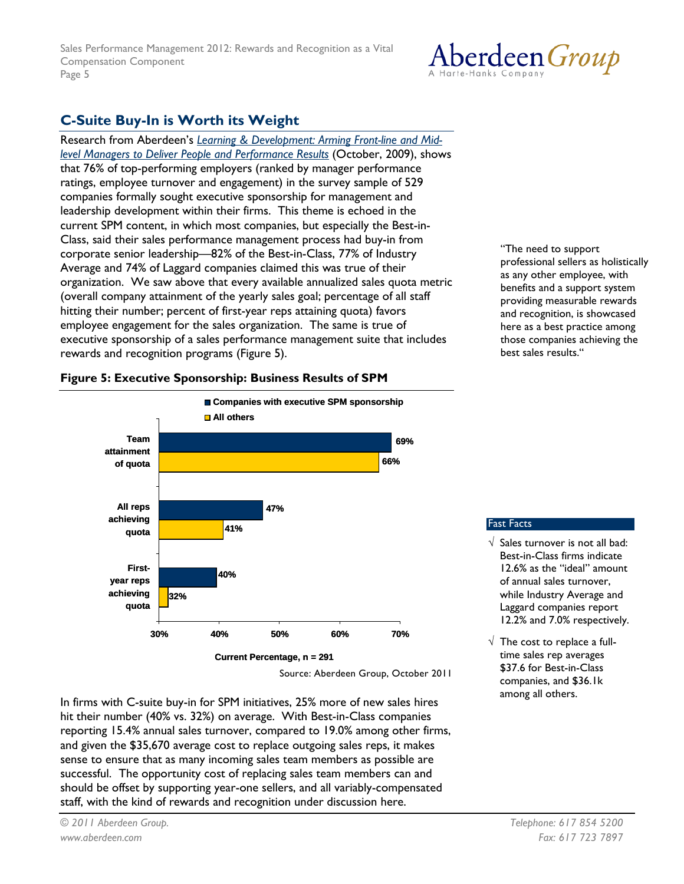## C-Suite Buy-In is Worth its Weight

Research from Aberdeen's *Learning & Development: Arming Front-line and Mid-level Managers to Deliver People and Performance Results* (October, 2009), shows that 76% of top-performing employers (ranked by manager performance ratings, employee turnover and engagement) in the survey sample of 529 companies formally sought executive sponsorship for management and leadership development within their firms. This theme is echoed in the current SPM content, in which most companies, but especially the Best-in-Class, said their sales performance management process had buy-in from corporate senior leadership—82% of the Best-in-Class, 77% of Industry Average and 74% of Laggard companies claimed this was true of their organization. We saw above that every available annualized sales quota metric (overall company attainment of the yearly sales goal; percentage of all staff hitting their number; percent of first-year reps attaining quota) favors employee engagement for the sales organization. The same is true of executive sponsorship of a sales performance management suite that includes rewards and recognition programs (Figure 5).

"The need to support professional sellers as holistically as any other employee, with benefits and a support system providing measurable rewards and recognition, is showcased here as a best practice among those companies achieving the best sales results."

**Figure 5: Executive Sponsorship: Business Results of SPM**

| | Companies with executive SPM sponsorship | All others |
|---|---|---|
| Team attainment of quota | 69% | 66% |
| All reps achieving quota | 47% | 41% |
| First-year reps achieving quota | 40% | 32% |

Current Percentage, n = 291

Source: Aberdeen Group, October 2011

In firms with C-suite buy-in for SPM initiatives, 25% more of new sales hires hit their number (40% vs. 32%) on average. With Best-in-Class companies reporting 15.4% annual sales turnover, compared to 19.0% among other firms, and given the $35,670 average cost to replace outgoing sales reps, it makes sense to ensure that as many incoming sales team members as possible are successful. The opportunity cost of replacing sales team members can and should be offset by supporting year-one sellers, and all variably-compensated staff, with the kind of rewards and recognition under discussion here.

### Fast Facts

- √ Sales turnover is not all bad: Best-in-Class firms indicate 12.6% as the "ideal" amount of annual sales turnover, while Industry Average and Laggard companies report 12.2% and 7.0% respectively.
- √ The cost to replace a full-time sales rep averages $37.6 for Best-in-Class companies, and $36.1k among all others.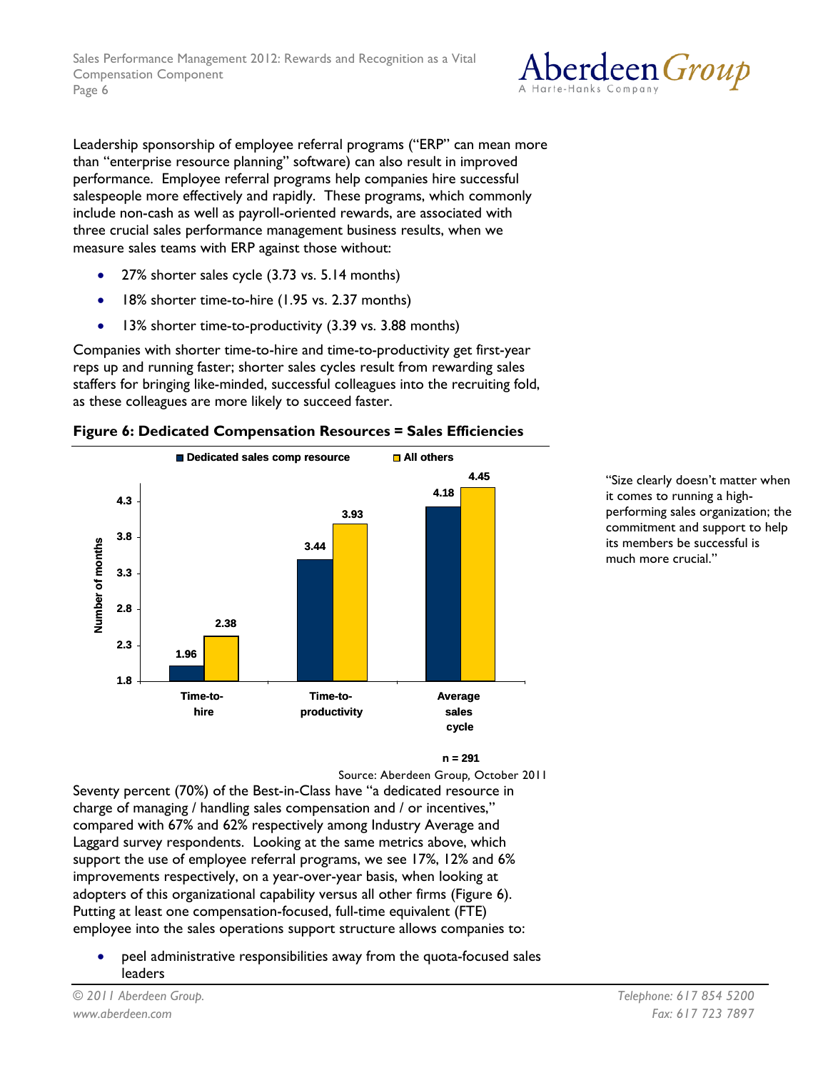Leadership sponsorship of employee referral programs ("ERP" can mean more than "enterprise resource planning" software) can also result in improved performance. Employee referral programs help companies hire successful salespeople more effectively and rapidly. These programs, which commonly include non-cash as well as payroll-oriented rewards, are associated with three crucial sales performance management business results, when we measure sales teams with ERP against those without:

- 27% shorter sales cycle (3.73 vs. 5.14 months)
- 18% shorter time-to-hire (1.95 vs. 2.37 months)
- 13% shorter time-to-productivity (3.39 vs. 3.88 months)

Companies with shorter time-to-hire and time-to-productivity get first-year reps up and running faster; shorter sales cycles result from rewarding sales staffers for bringing like-minded, successful colleagues into the recruiting fold, as these colleagues are more likely to succeed faster.

**Figure 6: Dedicated Compensation Resources = Sales Efficiencies**

| Number of months | Dedicated sales comp resource | All others |
|---|---|---|
| Time-to-hire | 1.96 | 2.38 |
| Time-to-productivity | 3.44 | 3.93 |
| Average sales cycle | 4.18 | 4.45 |

n = 291

Source: Aberdeen Group, October 2011

"Size clearly doesn't matter when it comes to running a high-performing sales organization; the commitment and support to help its members be successful is much more crucial."

Seventy percent (70%) of the Best-in-Class have "a dedicated resource in charge of managing / handling sales compensation and / or incentives," compared with 67% and 62% respectively among Industry Average and Laggard survey respondents. Looking at the same metrics above, which support the use of employee referral programs, we see 17%, 12% and 6% improvements respectively, on a year-over-year basis, when looking at adopters of this organizational capability versus all other firms (Figure 6). Putting at least one compensation-focused, full-time equivalent (FTE) employee into the sales operations support structure allows companies to:

- peel administrative responsibilities away from the quota-focused sales leaders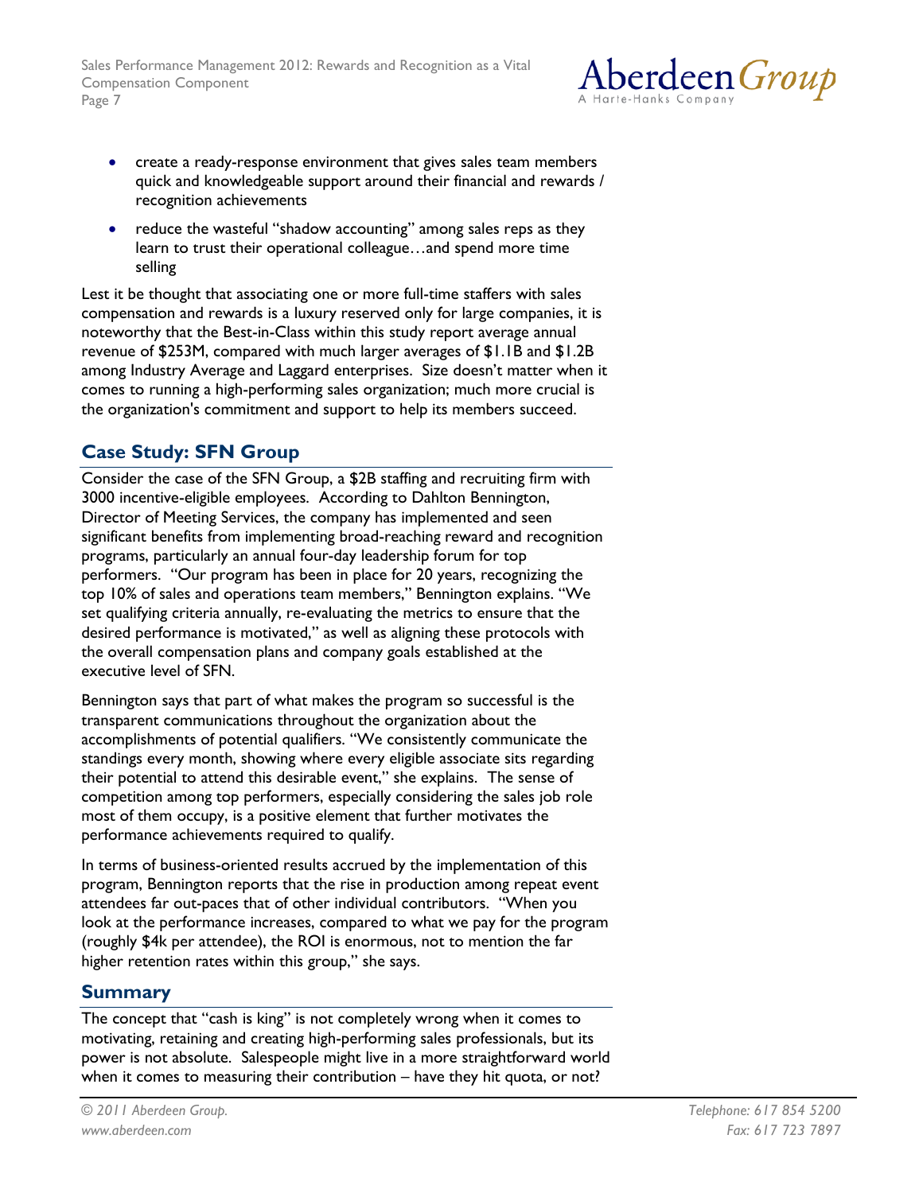- create a ready-response environment that gives sales team members quick and knowledgeable support around their financial and rewards / recognition achievements
- reduce the wasteful "shadow accounting" among sales reps as they learn to trust their operational colleague…and spend more time selling

Lest it be thought that associating one or more full-time staffers with sales compensation and rewards is a luxury reserved only for large companies, it is noteworthy that the Best-in-Class within this study report average annual revenue of $253M, compared with much larger averages of $1.1B and $1.2B among Industry Average and Laggard enterprises. Size doesn't matter when it comes to running a high-performing sales organization; much more crucial is the organization's commitment and support to help its members succeed.

## Case Study: SFN Group

Consider the case of the SFN Group, a $2B staffing and recruiting firm with 3000 incentive-eligible employees. According to Dahlton Bennington, Director of Meeting Services, the company has implemented and seen significant benefits from implementing broad-reaching reward and recognition programs, particularly an annual four-day leadership forum for top performers. "Our program has been in place for 20 years, recognizing the top 10% of sales and operations team members," Bennington explains. "We set qualifying criteria annually, re-evaluating the metrics to ensure that the desired performance is motivated," as well as aligning these protocols with the overall compensation plans and company goals established at the executive level of SFN.

Bennington says that part of what makes the program so successful is the transparent communications throughout the organization about the accomplishments of potential qualifiers. "We consistently communicate the standings every month, showing where every eligible associate sits regarding their potential to attend this desirable event," she explains. The sense of competition among top performers, especially considering the sales job role most of them occupy, is a positive element that further motivates the performance achievements required to qualify.

In terms of business-oriented results accrued by the implementation of this program, Bennington reports that the rise in production among repeat event attendees far out-paces that of other individual contributors. "When you look at the performance increases, compared to what we pay for the program (roughly $4k per attendee), the ROI is enormous, not to mention the far higher retention rates within this group," she says.

## Summary

The concept that "cash is king" is not completely wrong when it comes to motivating, retaining and creating high-performing sales professionals, but its power is not absolute. Salespeople might live in a more straightforward world when it comes to measuring their contribution – have they hit quota, or not?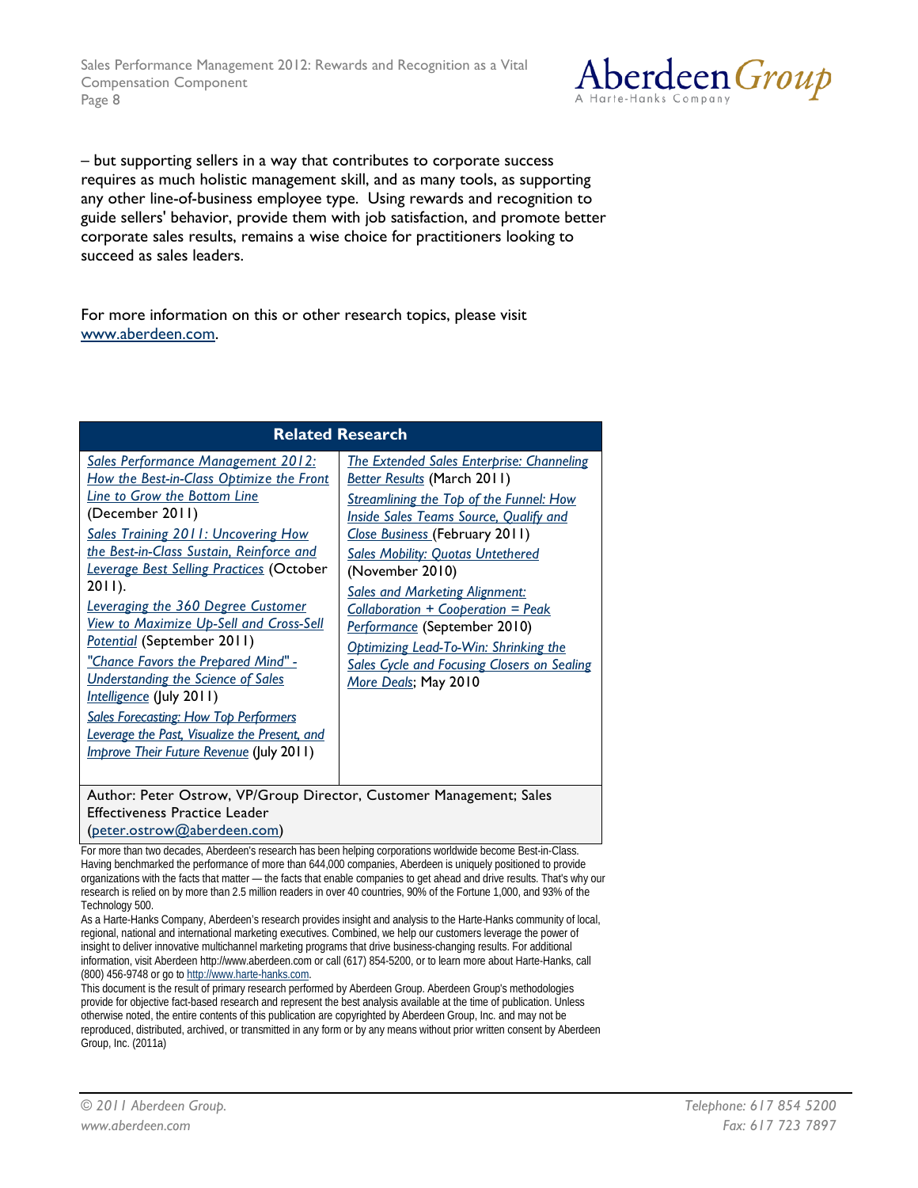– but supporting sellers in a way that contributes to corporate success requires as much holistic management skill, and as many tools, as supporting any other line-of-business employee type. Using rewards and recognition to guide sellers' behavior, provide them with job satisfaction, and promote better corporate sales results, remains a wise choice for practitioners looking to succeed as sales leaders.

For more information on this or other research topics, please visit www.aberdeen.com.

| Related Research | |
|---|---|
| Sales Performance Management 2012: How the Best-in-Class Optimize the Front Line to Grow the Bottom Line (December 2011)<br>Sales Training 2011: Uncovering How the Best-in-Class Sustain, Reinforce and Leverage Best Selling Practices (October 2011).<br>Leveraging the 360 Degree Customer View to Maximize Up-Sell and Cross-Sell Potential (September 2011)<br>"Chance Favors the Prepared Mind" - Understanding the Science of Sales Intelligence (July 2011)<br>Sales Forecasting: How Top Performers Leverage the Past, Visualize the Present, and Improve Their Future Revenue (July 2011) | The Extended Sales Enterprise: Channeling Better Results (March 2011)<br>Streamlining the Top of the Funnel: How Inside Sales Teams Source, Qualify and Close Business (February 2011)<br>Sales Mobility: Quotas Untethered (November 2010)<br>Sales and Marketing Alignment: Collaboration + Cooperation = Peak Performance (September 2010)<br>Optimizing Lead-To-Win: Shrinking the Sales Cycle and Focusing Closers on Sealing More Deals; May 2010 |
| Author: Peter Ostrow, VP/Group Director, Customer Management; Sales Effectiveness Practice Leader (peter.ostrow@aberdeen.com) | |

For more than two decades, Aberdeen's research has been helping corporations worldwide become Best-in-Class. Having benchmarked the performance of more than 644,000 companies, Aberdeen is uniquely positioned to provide organizations with the facts that matter — the facts that enable companies to get ahead and drive results. That's why our research is relied on by more than 2.5 million readers in over 40 countries, 90% of the Fortune 1,000, and 93% of the Technology 500.

As a Harte-Hanks Company, Aberdeen's research provides insight and analysis to the Harte-Hanks community of local, regional, national and international marketing executives. Combined, we help our customers leverage the power of insight to deliver innovative multichannel marketing programs that drive business-changing results. For additional information, visit Aberdeen http://www.aberdeen.com or call (617) 854-5200, or to learn more about Harte-Hanks, call (800) 456-9748 or go to http://www.harte-hanks.com.

This document is the result of primary research performed by Aberdeen Group. Aberdeen Group's methodologies provide for objective fact-based research and represent the best analysis available at the time of publication. Unless otherwise noted, the entire contents of this publication are copyrighted by Aberdeen Group, Inc. and may not be reproduced, distributed, archived, or transmitted in any form or by any means without prior written consent by Aberdeen Group, Inc. (2011a)